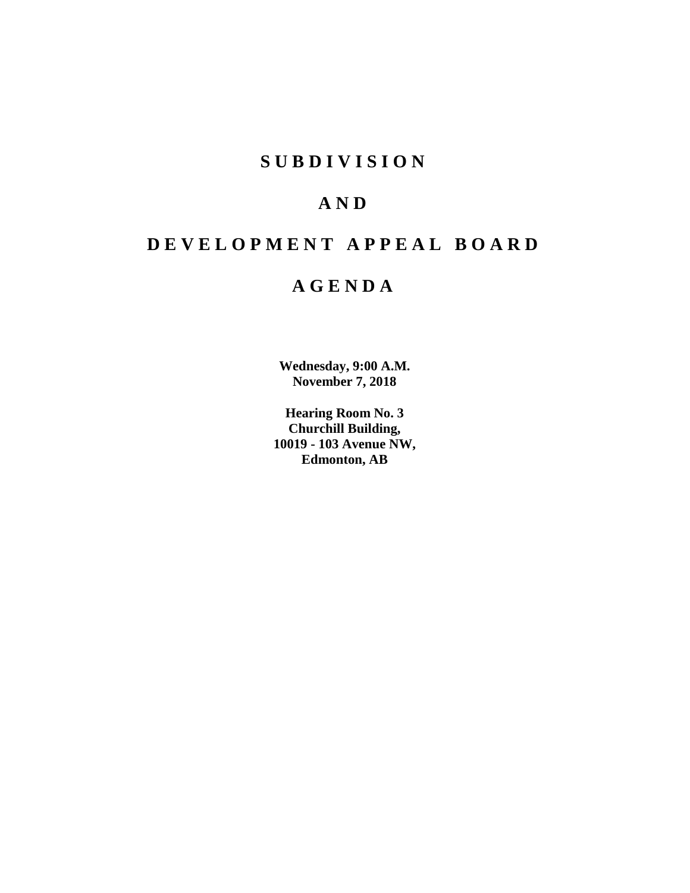# S U B D I V I S I O N

# A N D

# D E V E L O P M E N T   A P P E A L   B O A R D

# A G E N D A

**Wednesday, 9:00 A.M.**
**November 7, 2018**

**Hearing Room No. 3**
**Churchill Building,**
**10019 - 103 Avenue NW,**
**Edmonton, AB**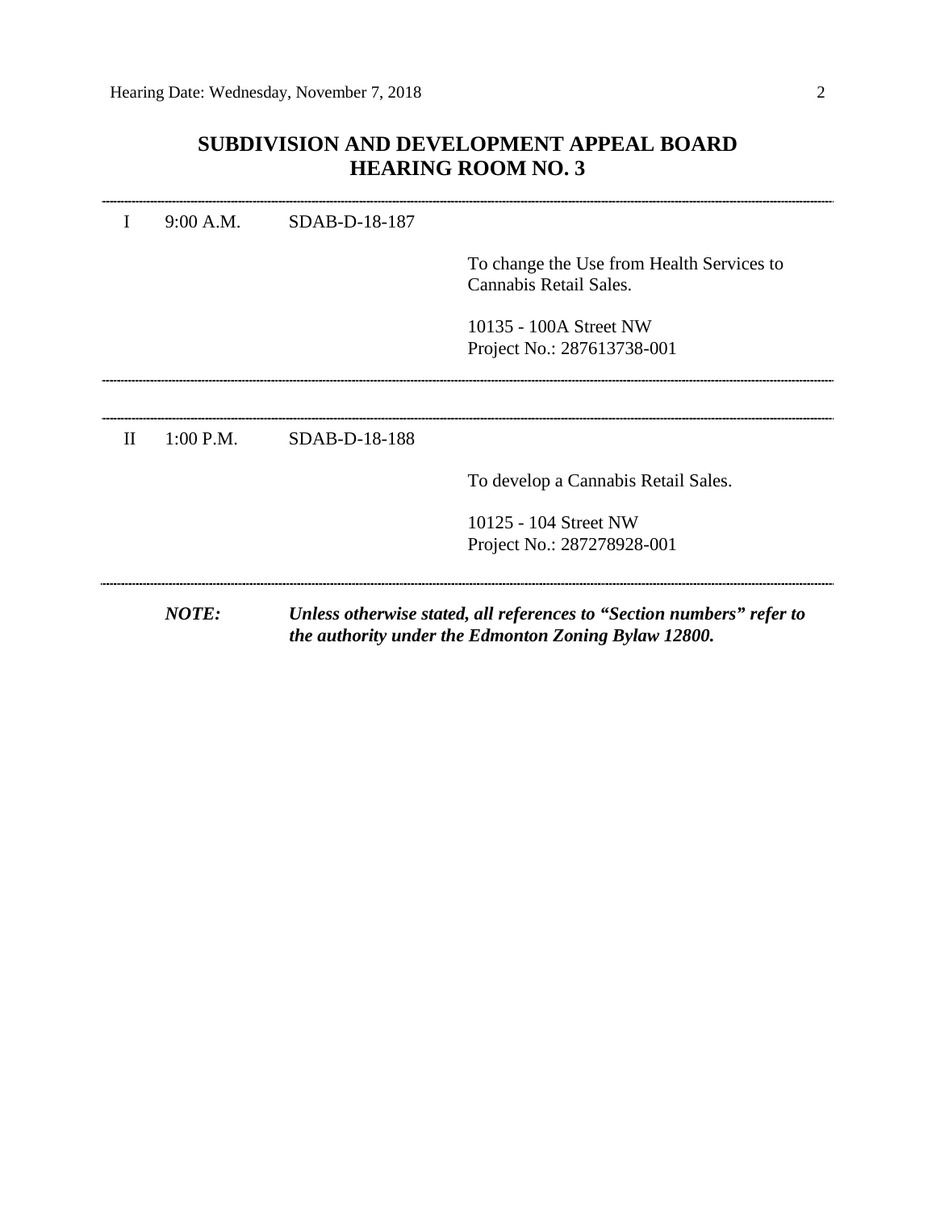## SUBDIVISION AND DEVELOPMENT APPEAL BOARD
## HEARING ROOM NO. 3

---

| | | | |
|---|---|---|---|
| I | 9:00 A.M. | SDAB-D-18-187 | |
| | | | To change the Use from Health Services to Cannabis Retail Sales. |
| | | | 10135 - 100A Street NW<br>Project No.: 287613738-001 |

---

---

| | | | |
|---|---|---|---|
| II | 1:00 P.M. | SDAB-D-18-188 | |
| | | | To develop a Cannabis Retail Sales. |
| | | | 10125 - 104 Street NW<br>Project No.: 287278928-001 |

---

***NOTE:*** ***Unless otherwise stated, all references to "Section numbers" refer to the authority under the Edmonton Zoning Bylaw 12800.***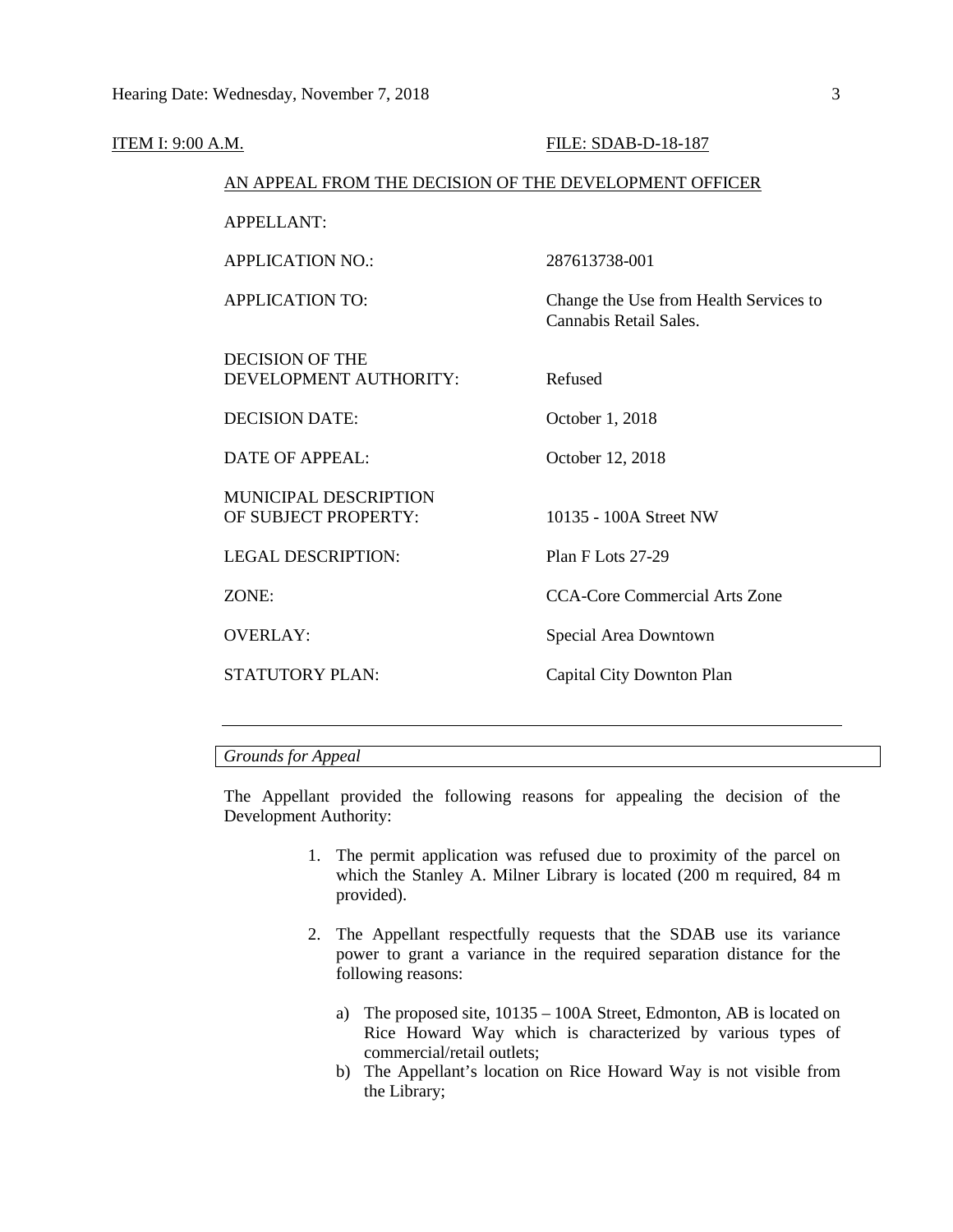ITEM I: 9:00 A.M. FILE: SDAB-D-18-187

AN APPEAL FROM THE DECISION OF THE DEVELOPMENT OFFICER

| | |
|---|---|
| APPELLANT: | |
| APPLICATION NO.: | 287613738-001 |
| APPLICATION TO: | Change the Use from Health Services to Cannabis Retail Sales. |
| DECISION OF THE DEVELOPMENT AUTHORITY: | Refused |
| DECISION DATE: | October 1, 2018 |
| DATE OF APPEAL: | October 12, 2018 |
| MUNICIPAL DESCRIPTION OF SUBJECT PROPERTY: | 10135 - 100A Street NW |
| LEGAL DESCRIPTION: | Plan F Lots 27-29 |
| ZONE: | CCA-Core Commercial Arts Zone |
| OVERLAY: | Special Area Downtown |
| STATUTORY PLAN: | Capital City Downton Plan |

---

*Grounds for Appeal*

The Appellant provided the following reasons for appealing the decision of the Development Authority:

1. The permit application was refused due to proximity of the parcel on which the Stanley A. Milner Library is located (200 m required, 84 m provided).

2. The Appellant respectfully requests that the SDAB use its variance power to grant a variance in the required separation distance for the following reasons:

   a) The proposed site, 10135 – 100A Street, Edmonton, AB is located on Rice Howard Way which is characterized by various types of commercial/retail outlets;
   b) The Appellant's location on Rice Howard Way is not visible from the Library;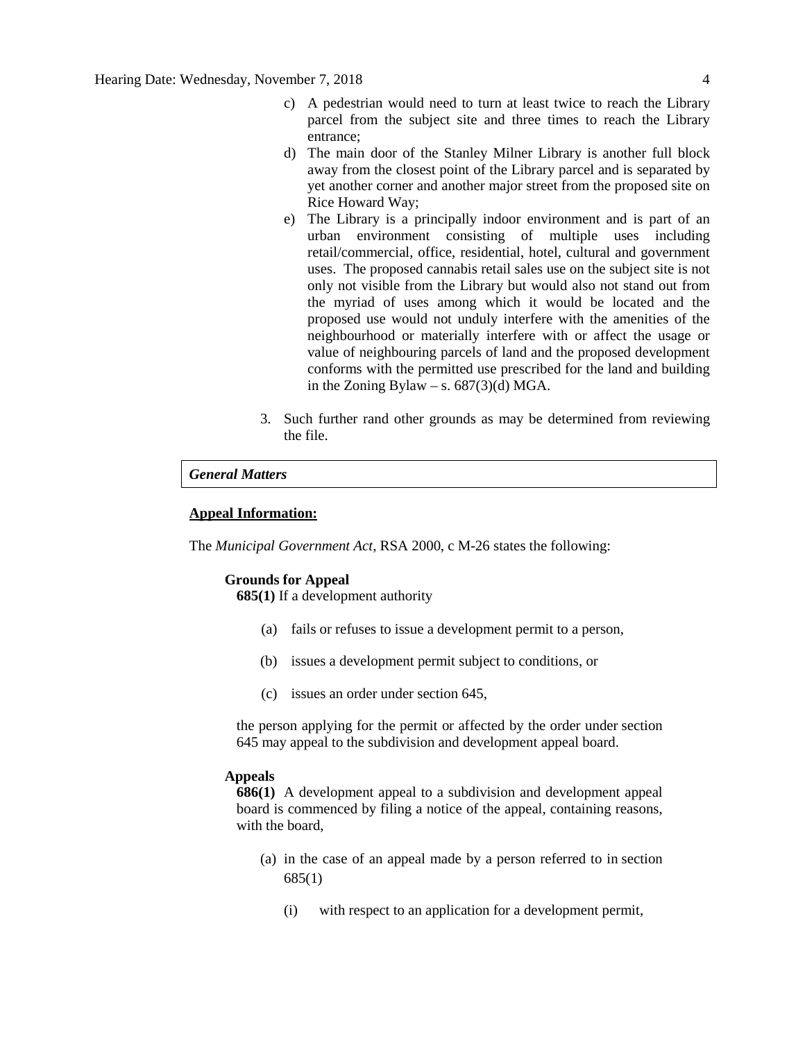c) A pedestrian would need to turn at least twice to reach the Library parcel from the subject site and three times to reach the Library entrance;

d) The main door of the Stanley Milner Library is another full block away from the closest point of the Library parcel and is separated by yet another corner and another major street from the proposed site on Rice Howard Way;

e) The Library is a principally indoor environment and is part of an urban environment consisting of multiple uses including retail/commercial, office, residential, hotel, cultural and government uses. The proposed cannabis retail sales use on the subject site is not only not visible from the Library but would also not stand out from the myriad of uses among which it would be located and the proposed use would not unduly interfere with the amenities of the neighbourhood or materially interfere with or affect the usage or value of neighbouring parcels of land and the proposed development conforms with the permitted use prescribed for the land and building in the Zoning Bylaw – s. 687(3)(d) MGA.

3. Such further rand other grounds as may be determined from reviewing the file.

| *General Matters* |
|---|

**Appeal Information:**

The *Municipal Government Act*, RSA 2000, c M-26 states the following:

**Grounds for Appeal**

**685(1)** If a development authority

(a) fails or refuses to issue a development permit to a person,

(b) issues a development permit subject to conditions, or

(c) issues an order under section 645,

the person applying for the permit or affected by the order under section 645 may appeal to the subdivision and development appeal board.

**Appeals**

**686(1)** A development appeal to a subdivision and development appeal board is commenced by filing a notice of the appeal, containing reasons, with the board,

(a) in the case of an appeal made by a person referred to in section 685(1)

(i) with respect to an application for a development permit,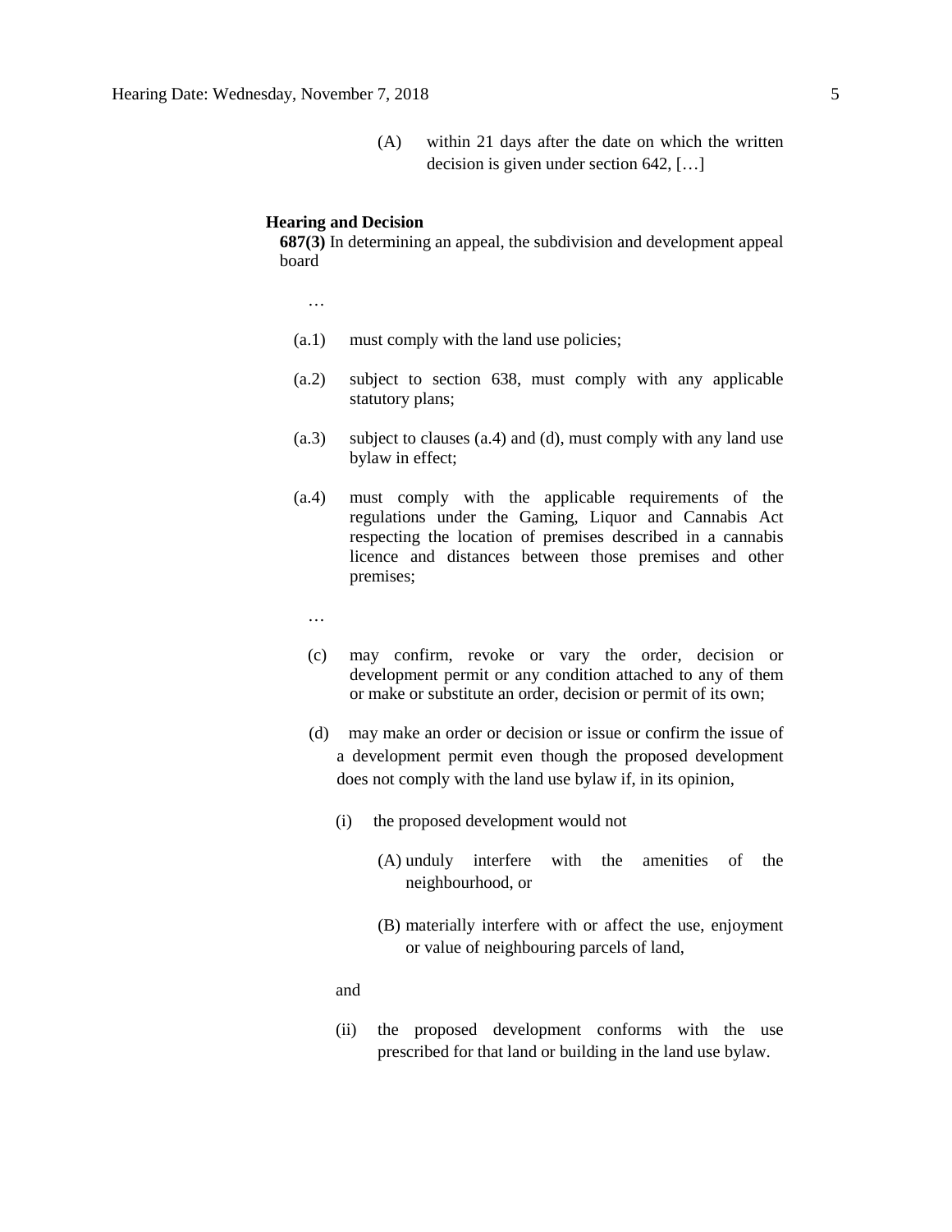(A) within 21 days after the date on which the written decision is given under section 642, […]

**Hearing and Decision**

**687(3)** In determining an appeal, the subdivision and development appeal board

…

(a.1) must comply with the land use policies;

(a.2) subject to section 638, must comply with any applicable statutory plans;

(a.3) subject to clauses (a.4) and (d), must comply with any land use bylaw in effect;

(a.4) must comply with the applicable requirements of the regulations under the Gaming, Liquor and Cannabis Act respecting the location of premises described in a cannabis licence and distances between those premises and other premises;

…

(c) may confirm, revoke or vary the order, decision or development permit or any condition attached to any of them or make or substitute an order, decision or permit of its own;

(d) may make an order or decision or issue or confirm the issue of a development permit even though the proposed development does not comply with the land use bylaw if, in its opinion,

(i) the proposed development would not

(A) unduly interfere with the amenities of the neighbourhood, or

(B) materially interfere with or affect the use, enjoyment or value of neighbouring parcels of land,

and

(ii) the proposed development conforms with the use prescribed for that land or building in the land use bylaw.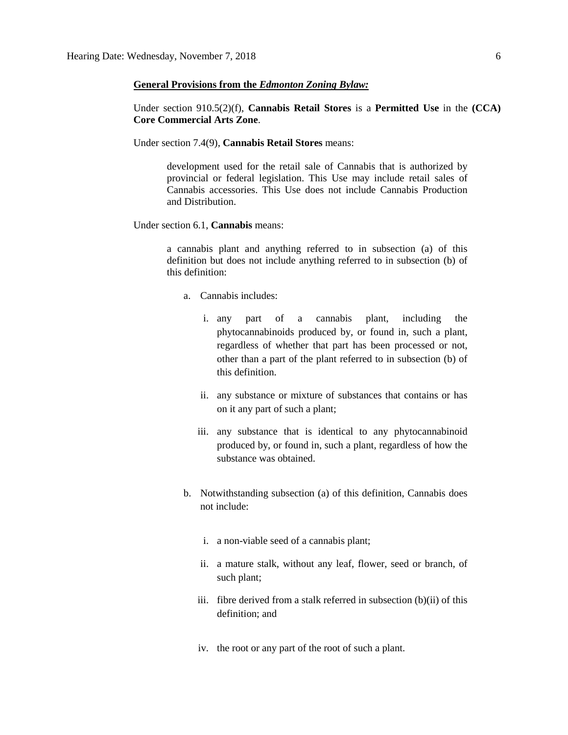**General Provisions from the *Edmonton Zoning Bylaw:***

Under section 910.5(2)(f), **Cannabis Retail Stores** is a **Permitted Use** in the **(CCA) Core Commercial Arts Zone**.

Under section 7.4(9), **Cannabis Retail Stores** means:

> development used for the retail sale of Cannabis that is authorized by provincial or federal legislation. This Use may include retail sales of Cannabis accessories. This Use does not include Cannabis Production and Distribution.

Under section 6.1, **Cannabis** means:

> a cannabis plant and anything referred to in subsection (a) of this definition but does not include anything referred to in subsection (b) of this definition:
>
> a. Cannabis includes:
>
> i. any part of a cannabis plant, including the phytocannabinoids produced by, or found in, such a plant, regardless of whether that part has been processed or not, other than a part of the plant referred to in subsection (b) of this definition.
>
> ii. any substance or mixture of substances that contains or has on it any part of such a plant;
>
> iii. any substance that is identical to any phytocannabinoid produced by, or found in, such a plant, regardless of how the substance was obtained.
>
> b. Notwithstanding subsection (a) of this definition, Cannabis does not include:
>
> i. a non-viable seed of a cannabis plant;
>
> ii. a mature stalk, without any leaf, flower, seed or branch, of such plant;
>
> iii. fibre derived from a stalk referred in subsection (b)(ii) of this definition; and
>
> iv. the root or any part of the root of such a plant.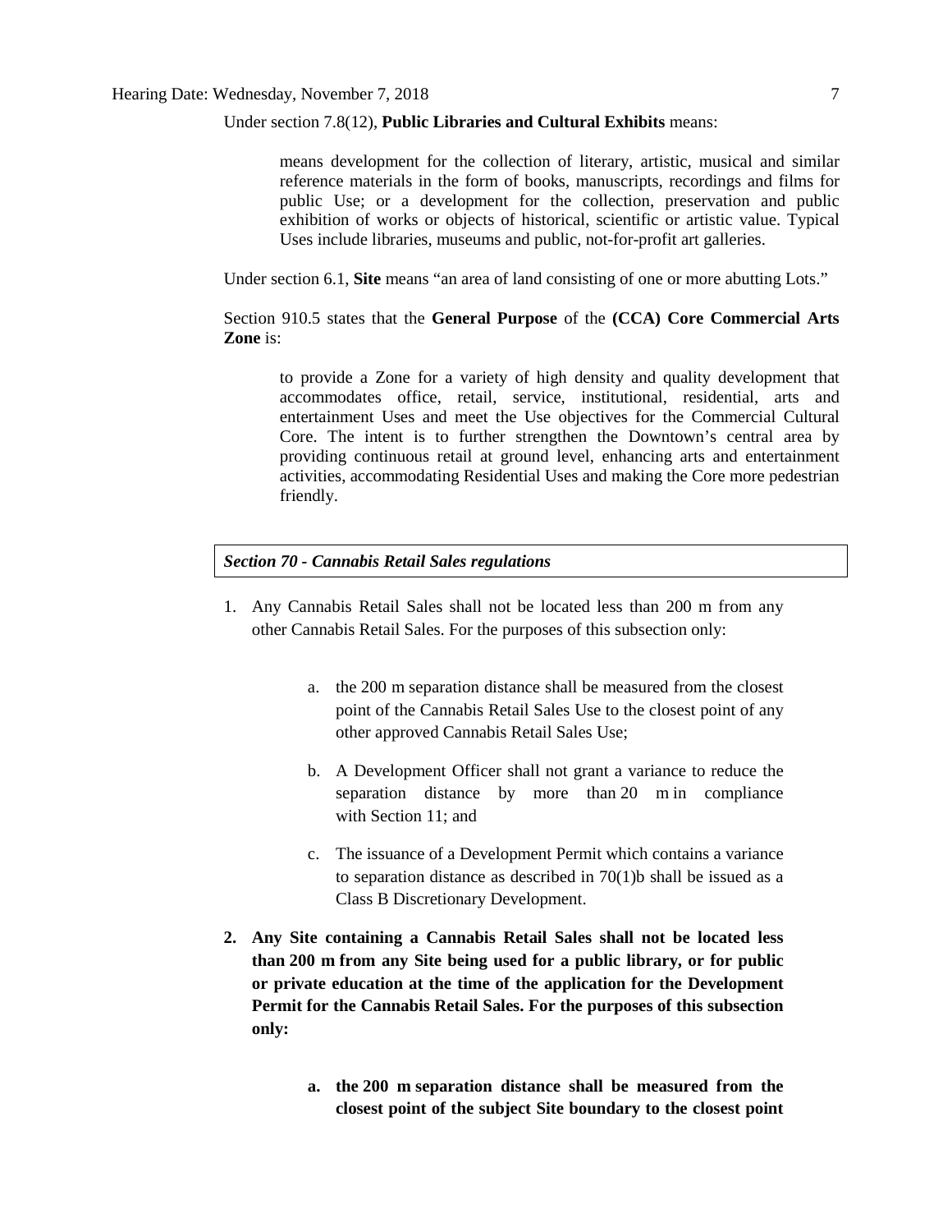Under section 7.8(12), **Public Libraries and Cultural Exhibits** means:

> means development for the collection of literary, artistic, musical and similar reference materials in the form of books, manuscripts, recordings and films for public Use; or a development for the collection, preservation and public exhibition of works or objects of historical, scientific or artistic value. Typical Uses include libraries, museums and public, not-for-profit art galleries.

Under section 6.1, **Site** means "an area of land consisting of one or more abutting Lots."

Section 910.5 states that the **General Purpose** of the **(CCA) Core Commercial Arts Zone** is:

> to provide a Zone for a variety of high density and quality development that accommodates office, retail, service, institutional, residential, arts and entertainment Uses and meet the Use objectives for the Commercial Cultural Core. The intent is to further strengthen the Downtown's central area by providing continuous retail at ground level, enhancing arts and entertainment activities, accommodating Residential Uses and making the Core more pedestrian friendly.

***Section 70 - Cannabis Retail Sales regulations***

1. Any Cannabis Retail Sales shall not be located less than 200 m from any other Cannabis Retail Sales. For the purposes of this subsection only:

    a. the 200 m separation distance shall be measured from the closest point of the Cannabis Retail Sales Use to the closest point of any other approved Cannabis Retail Sales Use;

    b. A Development Officer shall not grant a variance to reduce the separation distance by more than 20 m in compliance with Section 11; and

    c. The issuance of a Development Permit which contains a variance to separation distance as described in 70(1)b shall be issued as a Class B Discretionary Development.

2. **Any Site containing a Cannabis Retail Sales shall not be located less than 200 m from any Site being used for a public library, or for public or private education at the time of the application for the Development Permit for the Cannabis Retail Sales. For the purposes of this subsection only:**

    **a. the 200 m separation distance shall be measured from the closest point of the subject Site boundary to the closest point**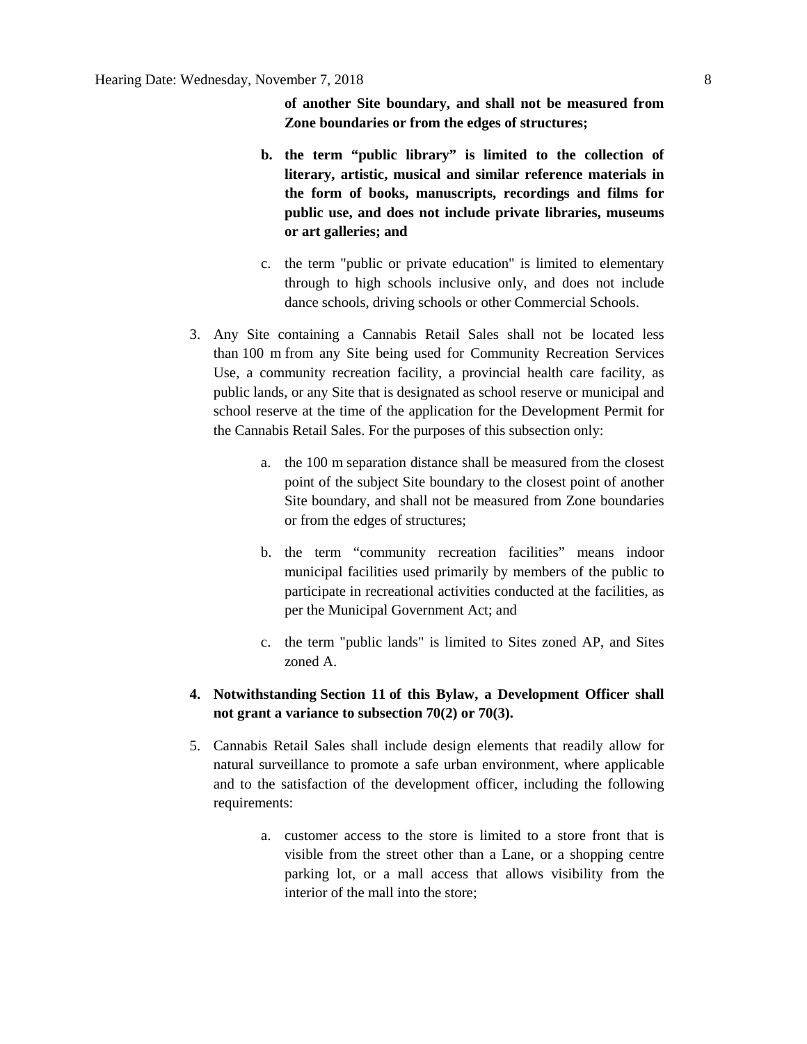**of another Site boundary, and shall not be measured from Zone boundaries or from the edges of structures;**

   b. **the term "public library" is limited to the collection of literary, artistic, musical and similar reference materials in the form of books, manuscripts, recordings and films for public use, and does not include private libraries, museums or art galleries; and**

   c. the term "public or private education" is limited to elementary through to high schools inclusive only, and does not include dance schools, driving schools or other Commercial Schools.

3. Any Site containing a Cannabis Retail Sales shall not be located less than 100 m from any Site being used for Community Recreation Services Use, a community recreation facility, a provincial health care facility, as public lands, or any Site that is designated as school reserve or municipal and school reserve at the time of the application for the Development Permit for the Cannabis Retail Sales. For the purposes of this subsection only:

   a. the 100 m separation distance shall be measured from the closest point of the subject Site boundary to the closest point of another Site boundary, and shall not be measured from Zone boundaries or from the edges of structures;

   b. the term "community recreation facilities" means indoor municipal facilities used primarily by members of the public to participate in recreational activities conducted at the facilities, as per the Municipal Government Act; and

   c. the term "public lands" is limited to Sites zoned AP, and Sites zoned A.

4. **Notwithstanding Section 11 of this Bylaw, a Development Officer shall not grant a variance to subsection 70(2) or 70(3).**

5. Cannabis Retail Sales shall include design elements that readily allow for natural surveillance to promote a safe urban environment, where applicable and to the satisfaction of the development officer, including the following requirements:

   a. customer access to the store is limited to a store front that is visible from the street other than a Lane, or a shopping centre parking lot, or a mall access that allows visibility from the interior of the mall into the store;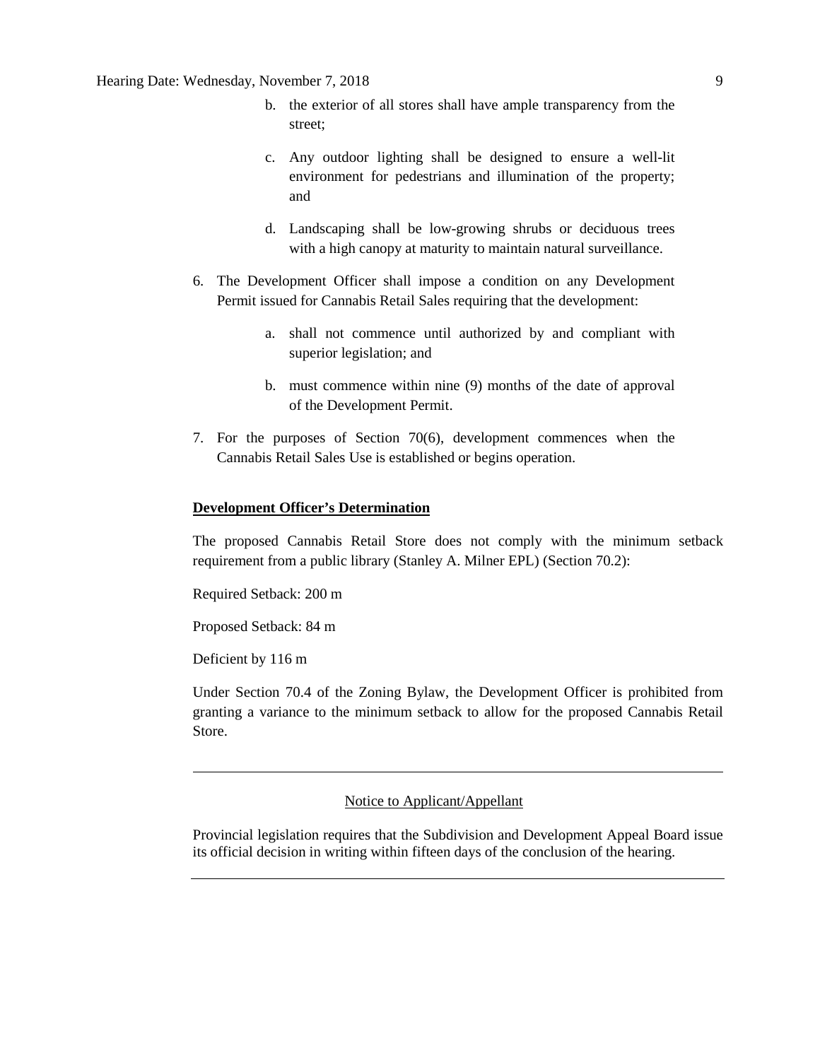b. the exterior of all stores shall have ample transparency from the street;

c. Any outdoor lighting shall be designed to ensure a well-lit environment for pedestrians and illumination of the property; and

d. Landscaping shall be low-growing shrubs or deciduous trees with a high canopy at maturity to maintain natural surveillance.

6. The Development Officer shall impose a condition on any Development Permit issued for Cannabis Retail Sales requiring that the development:

   a. shall not commence until authorized by and compliant with superior legislation; and

   b. must commence within nine (9) months of the date of approval of the Development Permit.

7. For the purposes of Section 70(6), development commences when the Cannabis Retail Sales Use is established or begins operation.

**Development Officer's Determination**

The proposed Cannabis Retail Store does not comply with the minimum setback requirement from a public library (Stanley A. Milner EPL) (Section 70.2):

Required Setback: 200 m

Proposed Setback: 84 m

Deficient by 116 m

Under Section 70.4 of the Zoning Bylaw, the Development Officer is prohibited from granting a variance to the minimum setback to allow for the proposed Cannabis Retail Store.

---

Notice to Applicant/Appellant

Provincial legislation requires that the Subdivision and Development Appeal Board issue its official decision in writing within fifteen days of the conclusion of the hearing.

---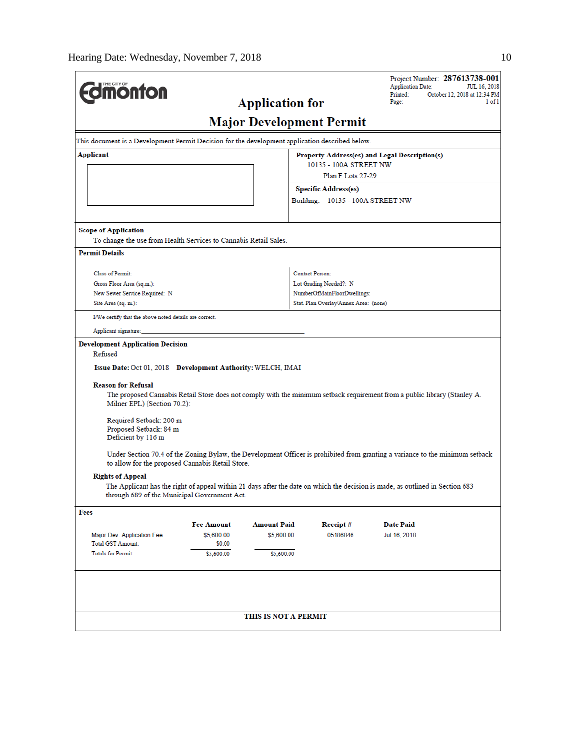**THE CITY OF Edmonton**

# Application for Major Development Permit

Project Number: **287613738-001**
Application Date: JUL 16, 2018
Printed: October 12, 2018 at 12:34 PM
Page: 1 of 1

This document is a Development Permit Decision for the development application described below.

**Applicant**

**Property Address(es) and Legal Description(s)**
10135 - 100A STREET NW
Plan F Lots 27-29

**Specific Address(es)**
Building: 10135 - 100A STREET NW

**Scope of Application**
To change the use from Health Services to Cannabis Retail Sales.

**Permit Details**

Class of Permit:
Gross Floor Area (sq.m.):
New Sewer Service Required: N
Site Area (sq. m.):

Contact Person:
Lot Grading Needed?: N
NumberOfMainFloorDwellings:
Stat. Plan Overlay/Annex Area: (none)

I/We certify that the above noted details are correct.

Applicant signature:_______________________________

**Development Application Decision**
Refused

**Issue Date:** Oct 01, 2018 **Development Authority:** WELCH, IMAI

**Reason for Refusal**

The proposed Cannabis Retail Store does not comply with the minimum setback requirement from a public library (Stanley A. Milner EPL) (Section 70.2):

Required Setback: 200 m
Proposed Setback: 84 m
Deficient by 116 m

Under Section 70.4 of the Zoning Bylaw, the Development Officer is prohibited from granting a variance to the minimum setback to allow for the proposed Cannabis Retail Store.

**Rights of Appeal**

The Applicant has the right of appeal within 21 days after the date on which the decision is made, as outlined in Section 683 through 689 of the Municipal Government Act.

**Fees**

| | Fee Amount | Amount Paid | Receipt # | Date Paid |
|---|---|---|---|---|
| Major Dev. Application Fee | $5,600.00 | $5,600.00 | 05186846 | Jul 16, 2018 |
| Total GST Amount: | $0.00 | | | |
| Totals for Permit: | $5,600.00 | $5,600.00 | | |

**THIS IS NOT A PERMIT**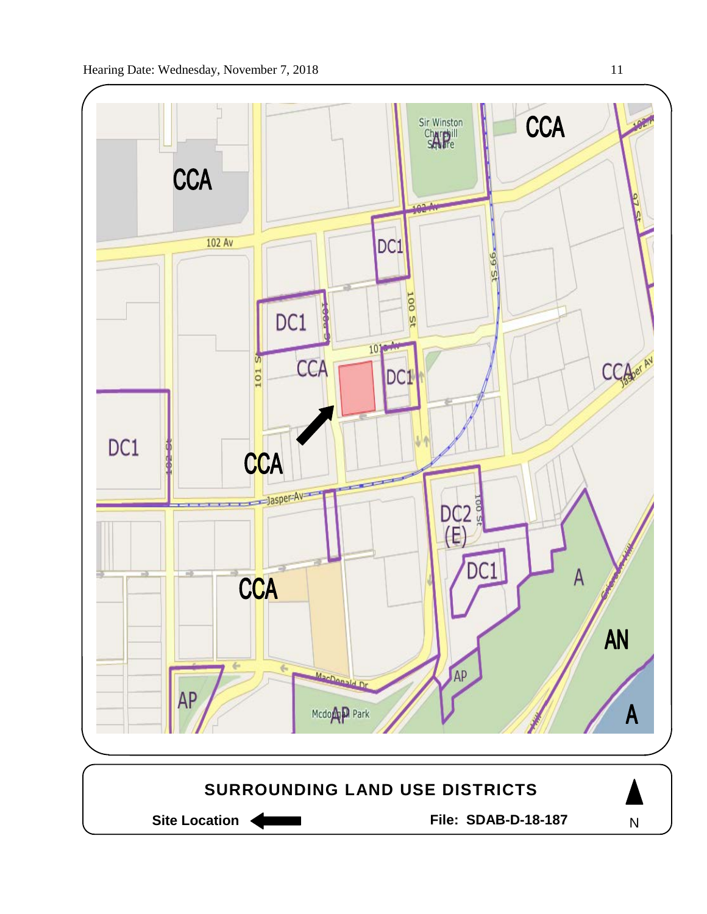**SURROUNDING LAND USE DISTRICTS**

**Site Location** ⟵

**File: SDAB-D-18-187**

N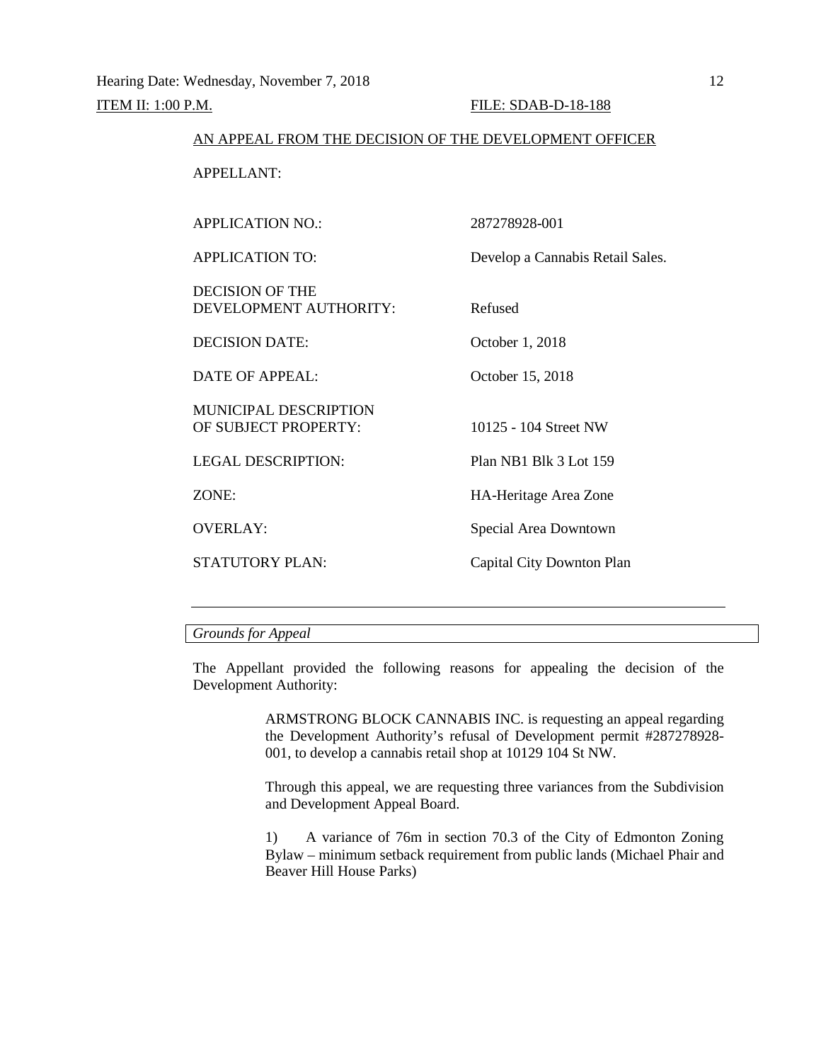ITEM II: 1:00 P.M. FILE: SDAB-D-18-188

AN APPEAL FROM THE DECISION OF THE DEVELOPMENT OFFICER

| | |
|---|---|
| APPELLANT: | |
| APPLICATION NO.: | 287278928-001 |
| APPLICATION TO: | Develop a Cannabis Retail Sales. |
| DECISION OF THE DEVELOPMENT AUTHORITY: | Refused |
| DECISION DATE: | October 1, 2018 |
| DATE OF APPEAL: | October 15, 2018 |
| MUNICIPAL DESCRIPTION OF SUBJECT PROPERTY: | 10125 - 104 Street NW |
| LEGAL DESCRIPTION: | Plan NB1 Blk 3 Lot 159 |
| ZONE: | HA-Heritage Area Zone |
| OVERLAY: | Special Area Downtown |
| STATUTORY PLAN: | Capital City Downton Plan |

---

*Grounds for Appeal*

The Appellant provided the following reasons for appealing the decision of the Development Authority:

> ARMSTRONG BLOCK CANNABIS INC. is requesting an appeal regarding the Development Authority's refusal of Development permit #287278928-001, to develop a cannabis retail shop at 10129 104 St NW.
>
> Through this appeal, we are requesting three variances from the Subdivision and Development Appeal Board.
>
> 1) A variance of 76m in section 70.3 of the City of Edmonton Zoning Bylaw – minimum setback requirement from public lands (Michael Phair and Beaver Hill House Parks)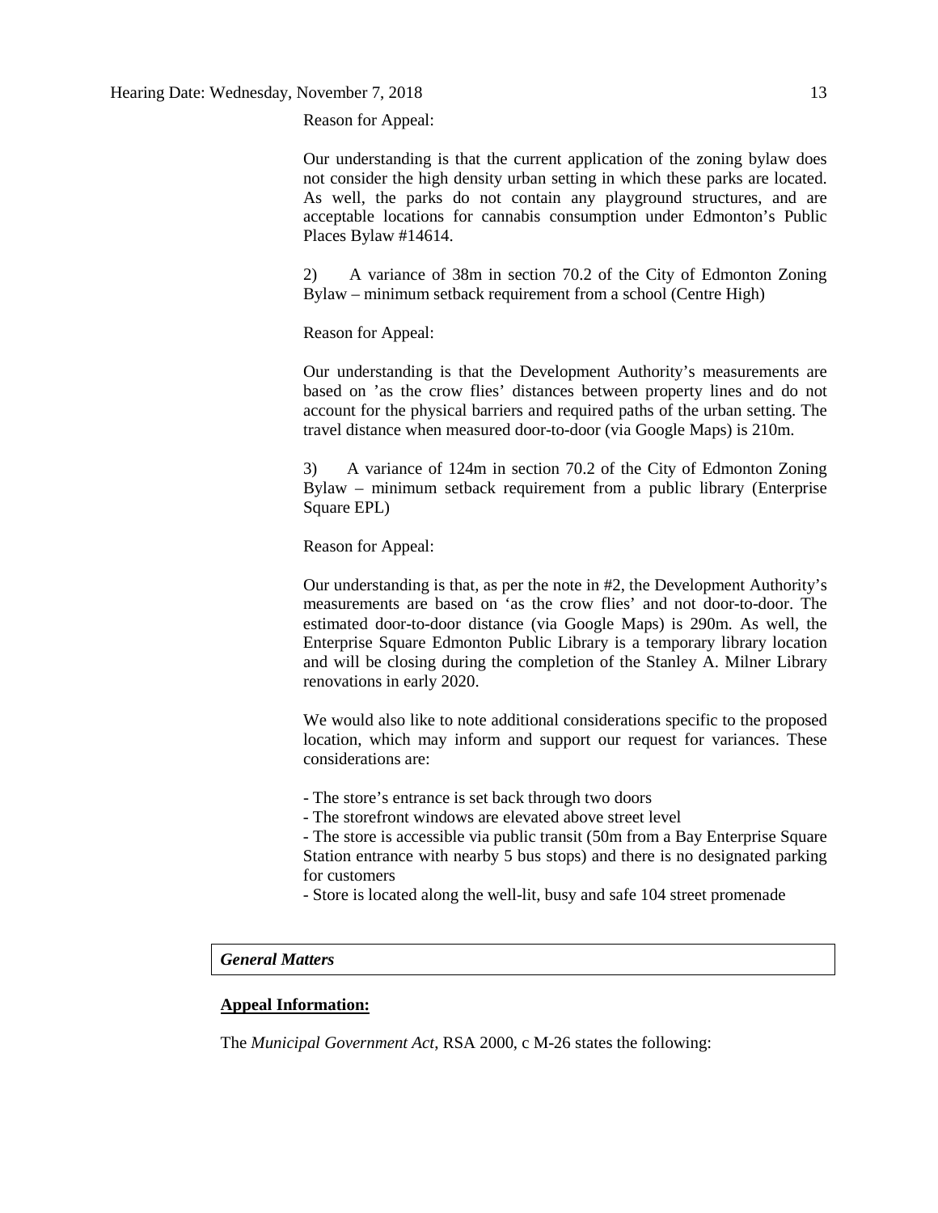Reason for Appeal:

Our understanding is that the current application of the zoning bylaw does not consider the high density urban setting in which these parks are located. As well, the parks do not contain any playground structures, and are acceptable locations for cannabis consumption under Edmonton's Public Places Bylaw #14614.

2) A variance of 38m in section 70.2 of the City of Edmonton Zoning Bylaw – minimum setback requirement from a school (Centre High)

Reason for Appeal:

Our understanding is that the Development Authority's measurements are based on 'as the crow flies' distances between property lines and do not account for the physical barriers and required paths of the urban setting. The travel distance when measured door-to-door (via Google Maps) is 210m.

3) A variance of 124m in section 70.2 of the City of Edmonton Zoning Bylaw – minimum setback requirement from a public library (Enterprise Square EPL)

Reason for Appeal:

Our understanding is that, as per the note in #2, the Development Authority's measurements are based on 'as the crow flies' and not door-to-door. The estimated door-to-door distance (via Google Maps) is 290m. As well, the Enterprise Square Edmonton Public Library is a temporary library location and will be closing during the completion of the Stanley A. Milner Library renovations in early 2020.

We would also like to note additional considerations specific to the proposed location, which may inform and support our request for variances. These considerations are:

- The store's entrance is set back through two doors
- The storefront windows are elevated above street level
- The store is accessible via public transit (50m from a Bay Enterprise Square Station entrance with nearby 5 bus stops) and there is no designated parking for customers
- Store is located along the well-lit, busy and safe 104 street promenade

***General Matters***

**Appeal Information:**

The *Municipal Government Act*, RSA 2000, c M-26 states the following: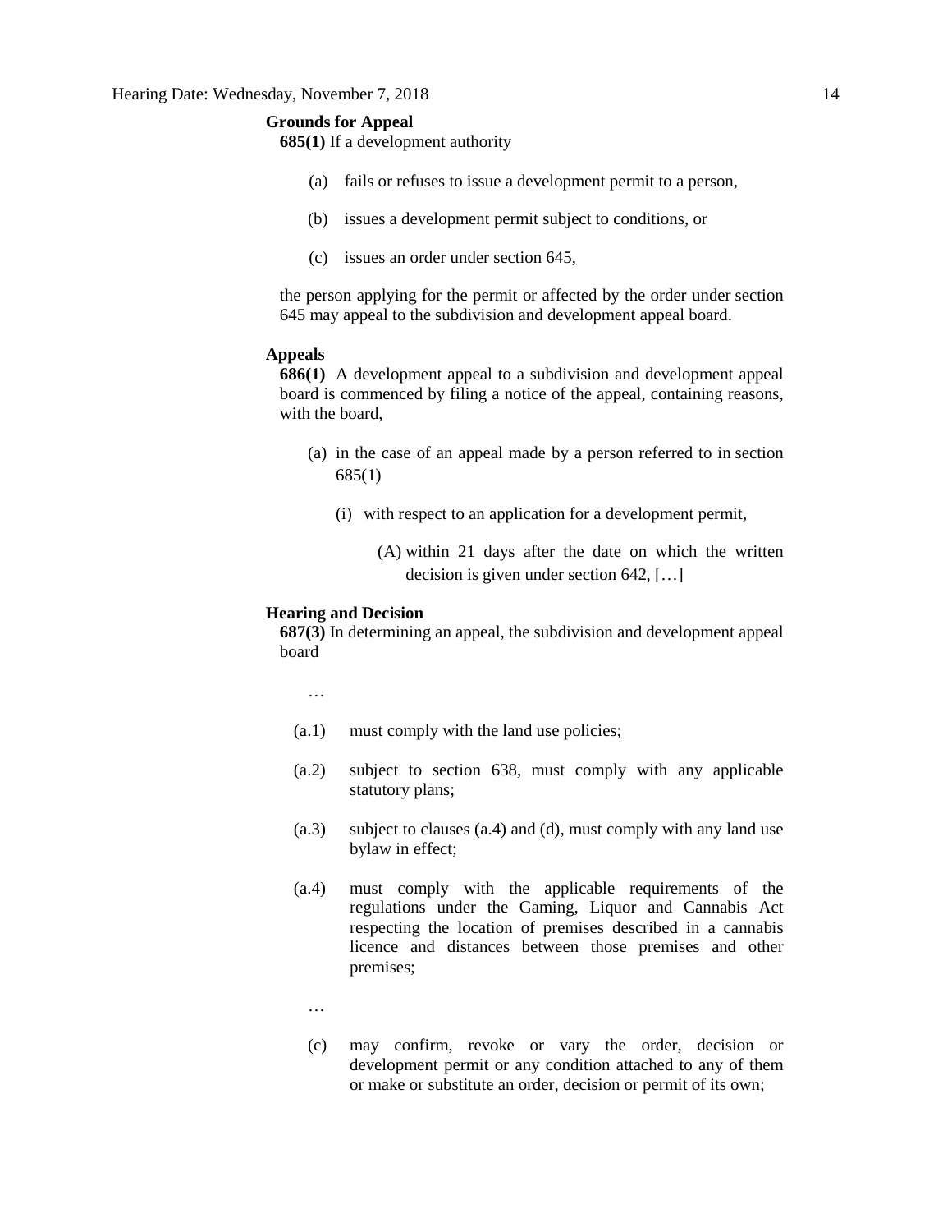**Grounds for Appeal**

**685(1)** If a development authority

(a) fails or refuses to issue a development permit to a person,

(b) issues a development permit subject to conditions, or

(c) issues an order under section 645,

the person applying for the permit or affected by the order under section 645 may appeal to the subdivision and development appeal board.

**Appeals**

**686(1)** A development appeal to a subdivision and development appeal board is commenced by filing a notice of the appeal, containing reasons, with the board,

(a) in the case of an appeal made by a person referred to in section 685(1)

(i) with respect to an application for a development permit,

(A) within 21 days after the date on which the written decision is given under section 642, […]

**Hearing and Decision**

**687(3)** In determining an appeal, the subdivision and development appeal board

…

(a.1) must comply with the land use policies;

(a.2) subject to section 638, must comply with any applicable statutory plans;

(a.3) subject to clauses (a.4) and (d), must comply with any land use bylaw in effect;

(a.4) must comply with the applicable requirements of the regulations under the Gaming, Liquor and Cannabis Act respecting the location of premises described in a cannabis licence and distances between those premises and other premises;

…

(c) may confirm, revoke or vary the order, decision or development permit or any condition attached to any of them or make or substitute an order, decision or permit of its own;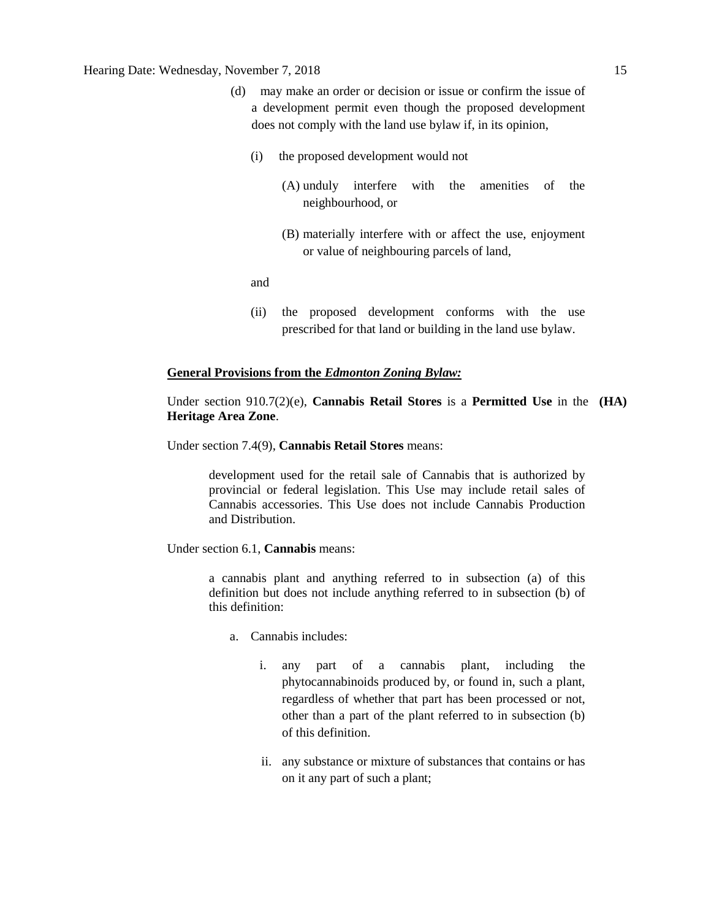(d) may make an order or decision or issue or confirm the issue of a development permit even though the proposed development does not comply with the land use bylaw if, in its opinion,

(i) the proposed development would not

(A) unduly interfere with the amenities of the neighbourhood, or

(B) materially interfere with or affect the use, enjoyment or value of neighbouring parcels of land,

and

(ii) the proposed development conforms with the use prescribed for that land or building in the land use bylaw.

**General Provisions from the *Edmonton Zoning Bylaw:***

Under section 910.7(2)(e), **Cannabis Retail Stores** is a **Permitted Use** in the **(HA) Heritage Area Zone**.

Under section 7.4(9), **Cannabis Retail Stores** means:

> development used for the retail sale of Cannabis that is authorized by provincial or federal legislation. This Use may include retail sales of Cannabis accessories. This Use does not include Cannabis Production and Distribution.

Under section 6.1, **Cannabis** means:

> a cannabis plant and anything referred to in subsection (a) of this definition but does not include anything referred to in subsection (b) of this definition:
>
> a. Cannabis includes:
>
> i. any part of a cannabis plant, including the phytocannabinoids produced by, or found in, such a plant, regardless of whether that part has been processed or not, other than a part of the plant referred to in subsection (b) of this definition.
>
> ii. any substance or mixture of substances that contains or has on it any part of such a plant;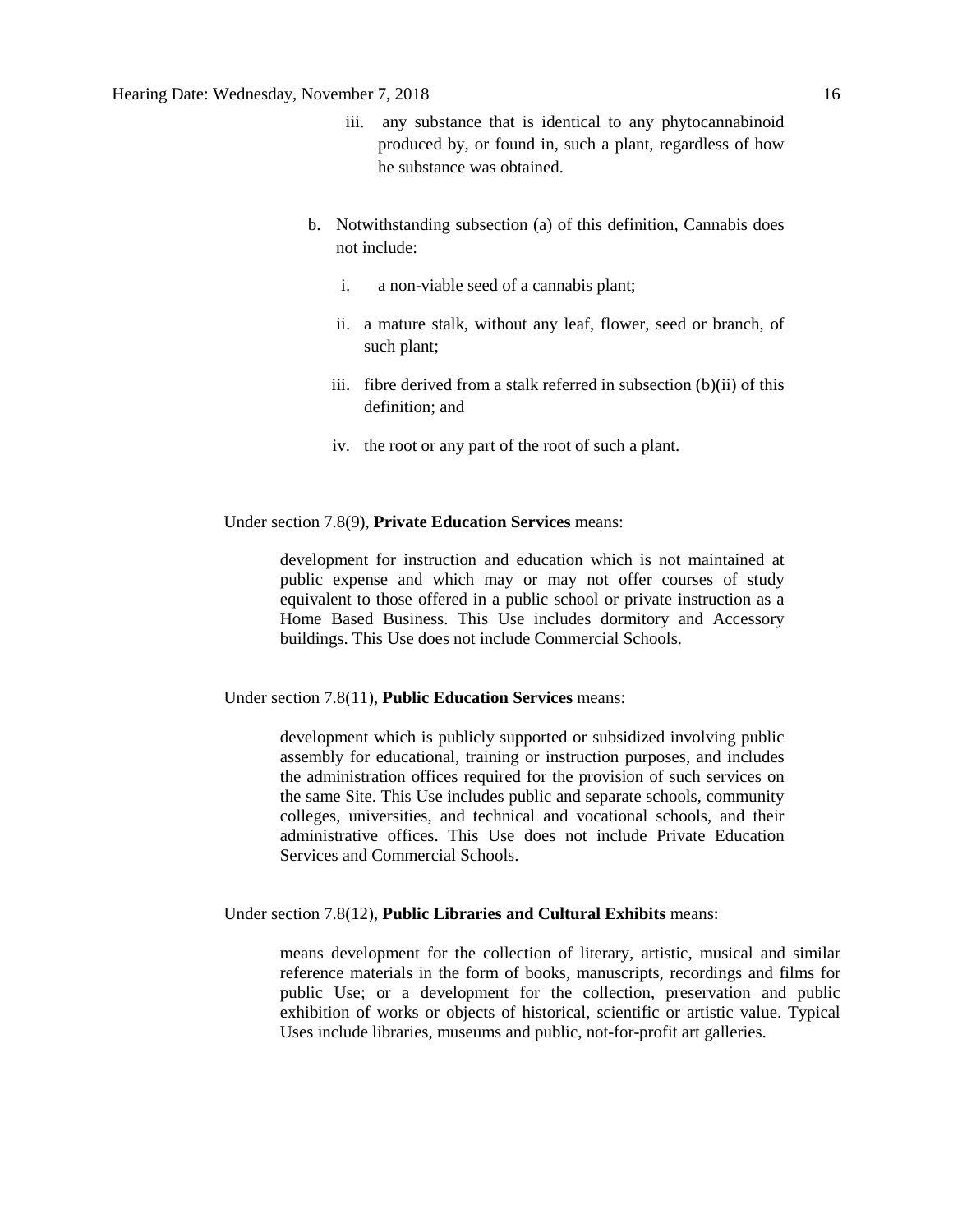iii. any substance that is identical to any phytocannabinoid produced by, or found in, such a plant, regardless of how he substance was obtained.

b. Notwithstanding subsection (a) of this definition, Cannabis does not include:

   i. a non-viable seed of a cannabis plant;

   ii. a mature stalk, without any leaf, flower, seed or branch, of such plant;

   iii. fibre derived from a stalk referred in subsection (b)(ii) of this definition; and

   iv. the root or any part of the root of such a plant.

Under section 7.8(9), **Private Education Services** means:

> development for instruction and education which is not maintained at public expense and which may or may not offer courses of study equivalent to those offered in a public school or private instruction as a Home Based Business. This Use includes dormitory and Accessory buildings. This Use does not include Commercial Schools.

Under section 7.8(11), **Public Education Services** means:

> development which is publicly supported or subsidized involving public assembly for educational, training or instruction purposes, and includes the administration offices required for the provision of such services on the same Site. This Use includes public and separate schools, community colleges, universities, and technical and vocational schools, and their administrative offices. This Use does not include Private Education Services and Commercial Schools.

Under section 7.8(12), **Public Libraries and Cultural Exhibits** means:

> means development for the collection of literary, artistic, musical and similar reference materials in the form of books, manuscripts, recordings and films for public Use; or a development for the collection, preservation and public exhibition of works or objects of historical, scientific or artistic value. Typical Uses include libraries, museums and public, not-for-profit art galleries.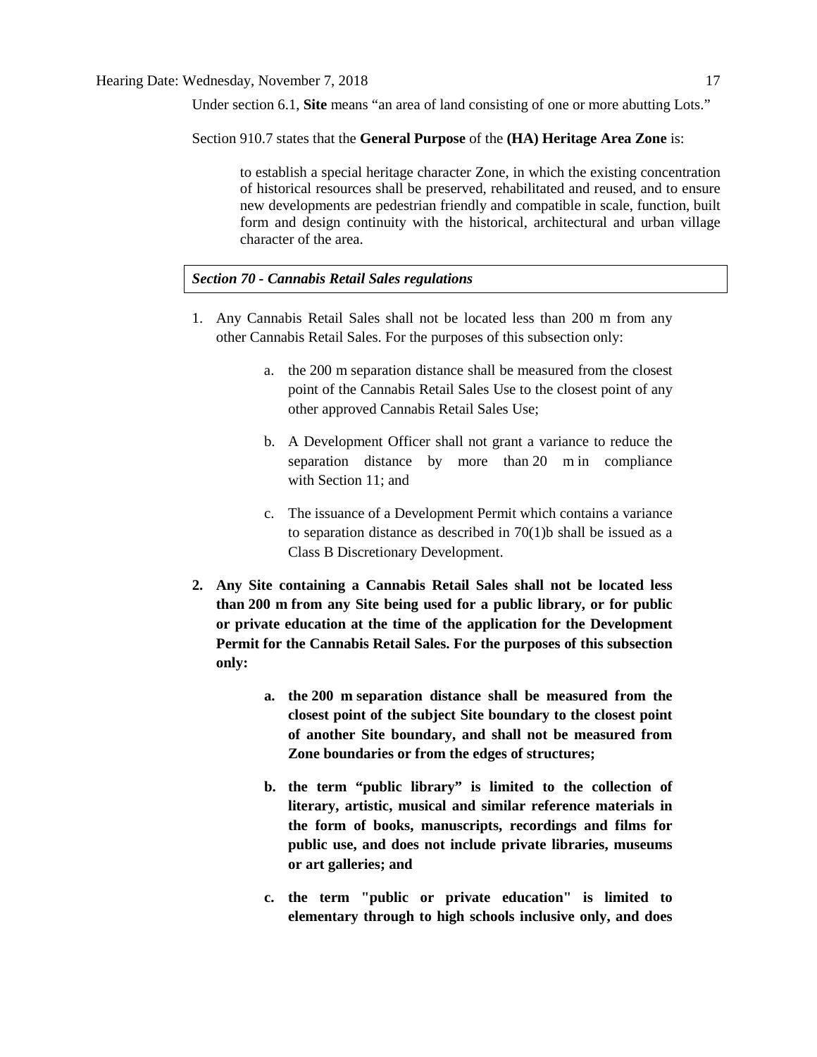Under section 6.1, **Site** means "an area of land consisting of one or more abutting Lots."

Section 910.7 states that the **General Purpose** of the **(HA) Heritage Area Zone** is:

> to establish a special heritage character Zone, in which the existing concentration of historical resources shall be preserved, rehabilitated and reused, and to ensure new developments are pedestrian friendly and compatible in scale, function, built form and design continuity with the historical, architectural and urban village character of the area.

***Section 70 - Cannabis Retail Sales regulations***

1. Any Cannabis Retail Sales shall not be located less than 200 m from any other Cannabis Retail Sales. For the purposes of this subsection only:

    a. the 200 m separation distance shall be measured from the closest point of the Cannabis Retail Sales Use to the closest point of any other approved Cannabis Retail Sales Use;

    b. A Development Officer shall not grant a variance to reduce the separation distance by more than 20 m in compliance with Section 11; and

    c. The issuance of a Development Permit which contains a variance to separation distance as described in 70(1)b shall be issued as a Class B Discretionary Development.

2. **Any Site containing a Cannabis Retail Sales shall not be located less than 200 m from any Site being used for a public library, or for public or private education at the time of the application for the Development Permit for the Cannabis Retail Sales. For the purposes of this subsection only:**

    **a. the 200 m separation distance shall be measured from the closest point of the subject Site boundary to the closest point of another Site boundary, and shall not be measured from Zone boundaries or from the edges of structures;**

    **b. the term "public library" is limited to the collection of literary, artistic, musical and similar reference materials in the form of books, manuscripts, recordings and films for public use, and does not include private libraries, museums or art galleries; and**

    **c. the term "public or private education" is limited to elementary through to high schools inclusive only, and does**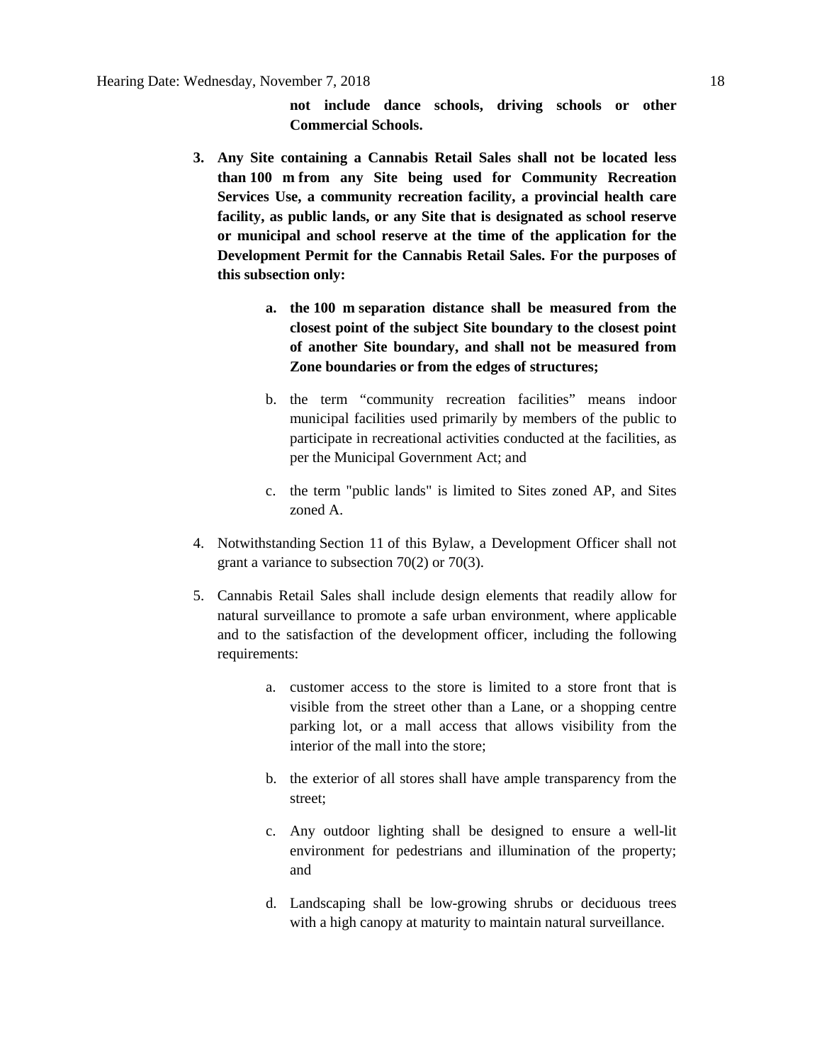**not include dance schools, driving schools or other Commercial Schools.**

3. **Any Site containing a Cannabis Retail Sales shall not be located less than 100 m from any Site being used for Community Recreation Services Use, a community recreation facility, a provincial health care facility, as public lands, or any Site that is designated as school reserve or municipal and school reserve at the time of the application for the Development Permit for the Cannabis Retail Sales. For the purposes of this subsection only:**

    a. **the 100 m separation distance shall be measured from the closest point of the subject Site boundary to the closest point of another Site boundary, and shall not be measured from Zone boundaries or from the edges of structures;**

    b. the term "community recreation facilities" means indoor municipal facilities used primarily by members of the public to participate in recreational activities conducted at the facilities, as per the Municipal Government Act; and

    c. the term "public lands" is limited to Sites zoned AP, and Sites zoned A.

4. Notwithstanding Section 11 of this Bylaw, a Development Officer shall not grant a variance to subsection 70(2) or 70(3).

5. Cannabis Retail Sales shall include design elements that readily allow for natural surveillance to promote a safe urban environment, where applicable and to the satisfaction of the development officer, including the following requirements:

    a. customer access to the store is limited to a store front that is visible from the street other than a Lane, or a shopping centre parking lot, or a mall access that allows visibility from the interior of the mall into the store;

    b. the exterior of all stores shall have ample transparency from the street;

    c. Any outdoor lighting shall be designed to ensure a well-lit environment for pedestrians and illumination of the property; and

    d. Landscaping shall be low-growing shrubs or deciduous trees with a high canopy at maturity to maintain natural surveillance.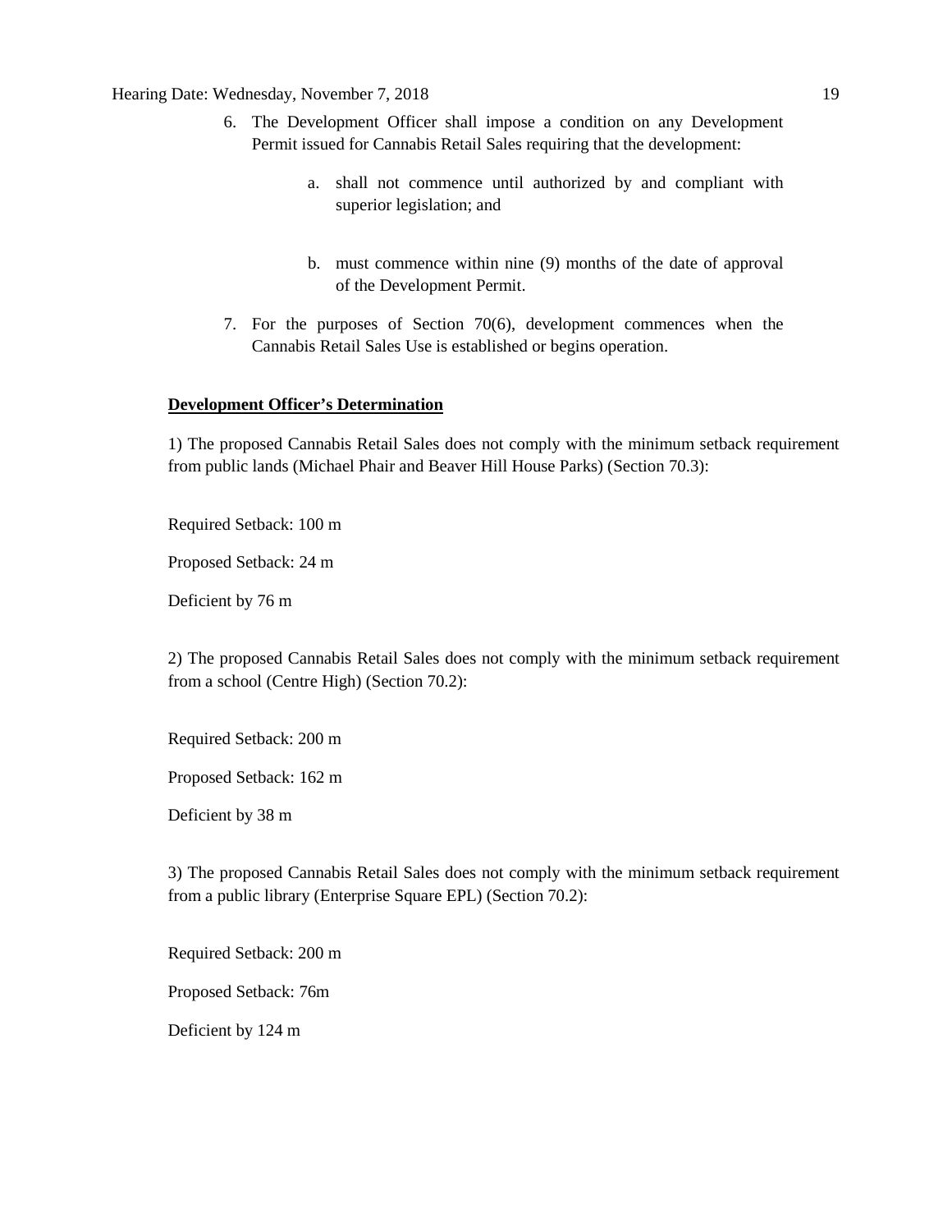6. The Development Officer shall impose a condition on any Development Permit issued for Cannabis Retail Sales requiring that the development:

    a. shall not commence until authorized by and compliant with superior legislation; and

    b. must commence within nine (9) months of the date of approval of the Development Permit.

7. For the purposes of Section 70(6), development commences when the Cannabis Retail Sales Use is established or begins operation.

**Development Officer's Determination**

1) The proposed Cannabis Retail Sales does not comply with the minimum setback requirement from public lands (Michael Phair and Beaver Hill House Parks) (Section 70.3):

Required Setback: 100 m

Proposed Setback: 24 m

Deficient by 76 m

2) The proposed Cannabis Retail Sales does not comply with the minimum setback requirement from a school (Centre High) (Section 70.2):

Required Setback: 200 m

Proposed Setback: 162 m

Deficient by 38 m

3) The proposed Cannabis Retail Sales does not comply with the minimum setback requirement from a public library (Enterprise Square EPL) (Section 70.2):

Required Setback: 200 m

Proposed Setback: 76m

Deficient by 124 m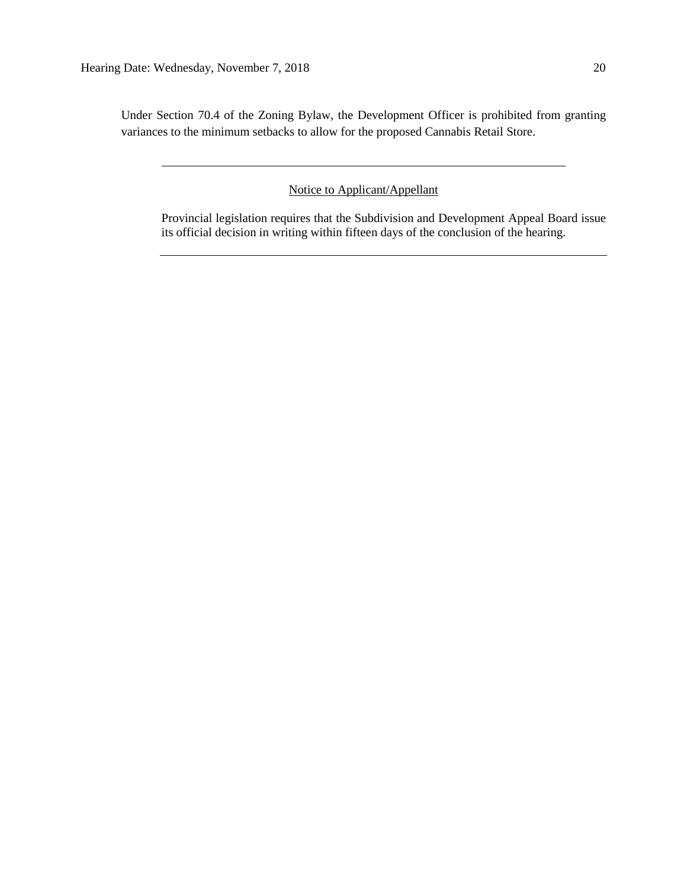Under Section 70.4 of the Zoning Bylaw, the Development Officer is prohibited from granting variances to the minimum setbacks to allow for the proposed Cannabis Retail Store.

---

Notice to Applicant/Appellant

Provincial legislation requires that the Subdivision and Development Appeal Board issue its official decision in writing within fifteen days of the conclusion of the hearing.

---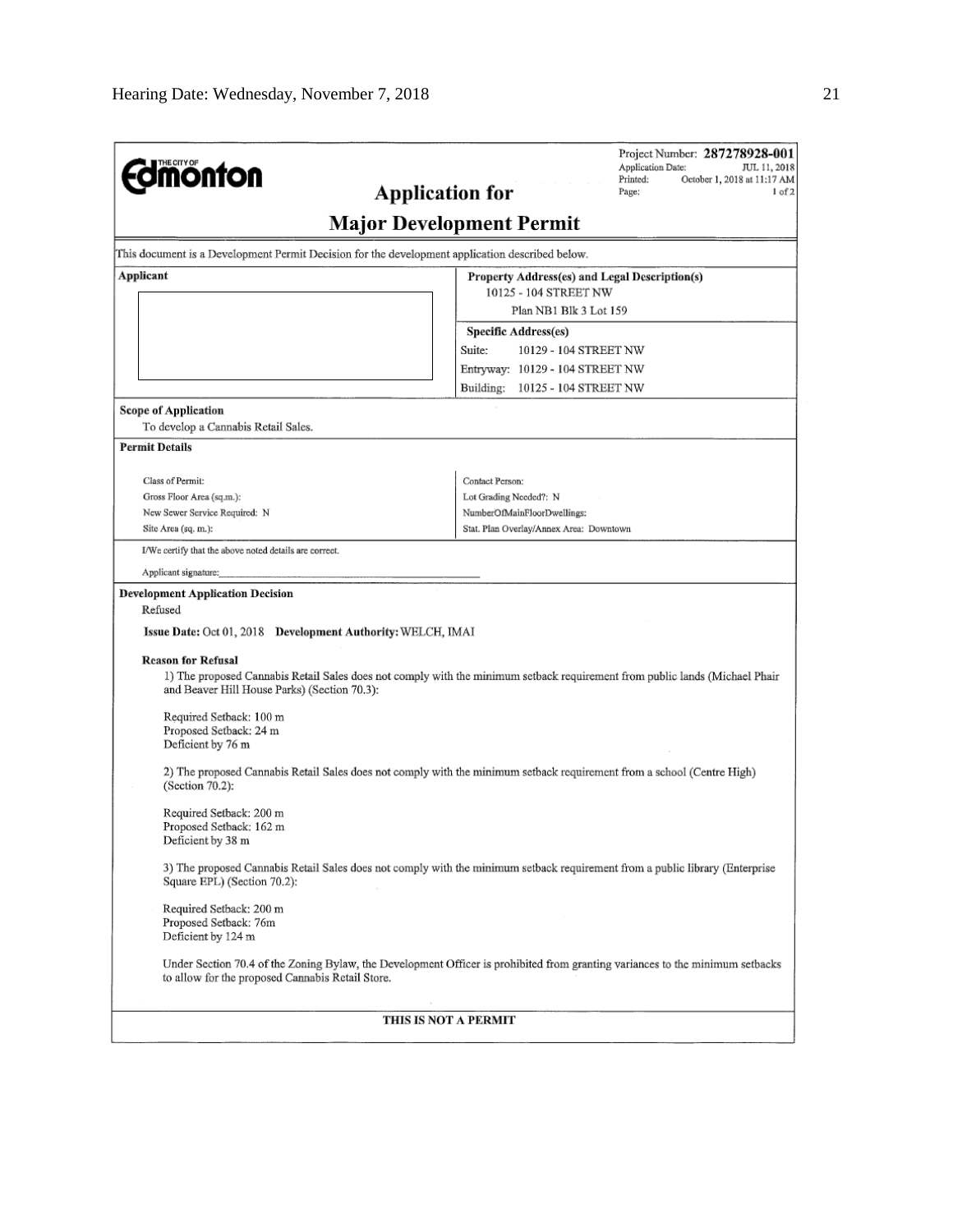Project Number: **287278928-001**
Application Date: JUL 11, 2018
Printed: October 1, 2018 at 11:17 AM
Page: 1 of 2

THE CITY OF **Edmonton**

# Application for Major Development Permit

This document is a Development Permit Decision for the development application described below.

| **Applicant** | **Property Address(es) and Legal Description(s)** |
|---|---|
| | 10125 - 104 STREET NW<br>Plan NB1 Blk 3 Lot 159 |
| | **Specific Address(es)**<br>Suite: 10129 - 104 STREET NW<br>Entryway: 10129 - 104 STREET NW<br>Building: 10125 - 104 STREET NW |

**Scope of Application**

To develop a Cannabis Retail Sales.

**Permit Details**

| | |
|---|---|
| Class of Permit: | Contact Person: |
| Gross Floor Area (sq.m.): | Lot Grading Needed?: N |
| New Sewer Service Required: N | NumberOfMainFloorDwellings: |
| Site Area (sq. m.): | Stat. Plan Overlay/Annex Area: Downtown |

I/We certify that the above noted details are correct.

Applicant signature:______________________________

**Development Application Decision**

Refused

**Issue Date:** Oct 01, 2018 **Development Authority:** WELCH, IMAI

**Reason for Refusal**

1) The proposed Cannabis Retail Sales does not comply with the minimum setback requirement from public lands (Michael Phair and Beaver Hill House Parks) (Section 70.3):

Required Setback: 100 m
Proposed Setback: 24 m
Deficient by 76 m

2) The proposed Cannabis Retail Sales does not comply with the minimum setback requirement from a school (Centre High) (Section 70.2):

Required Setback: 200 m
Proposed Setback: 162 m
Deficient by 38 m

3) The proposed Cannabis Retail Sales does not comply with the minimum setback requirement from a public library (Enterprise Square EPL) (Section 70.2):

Required Setback: 200 m
Proposed Setback: 76m
Deficient by 124 m

Under Section 70.4 of the Zoning Bylaw, the Development Officer is prohibited from granting variances to the minimum setbacks to allow for the proposed Cannabis Retail Store.

**THIS IS NOT A PERMIT**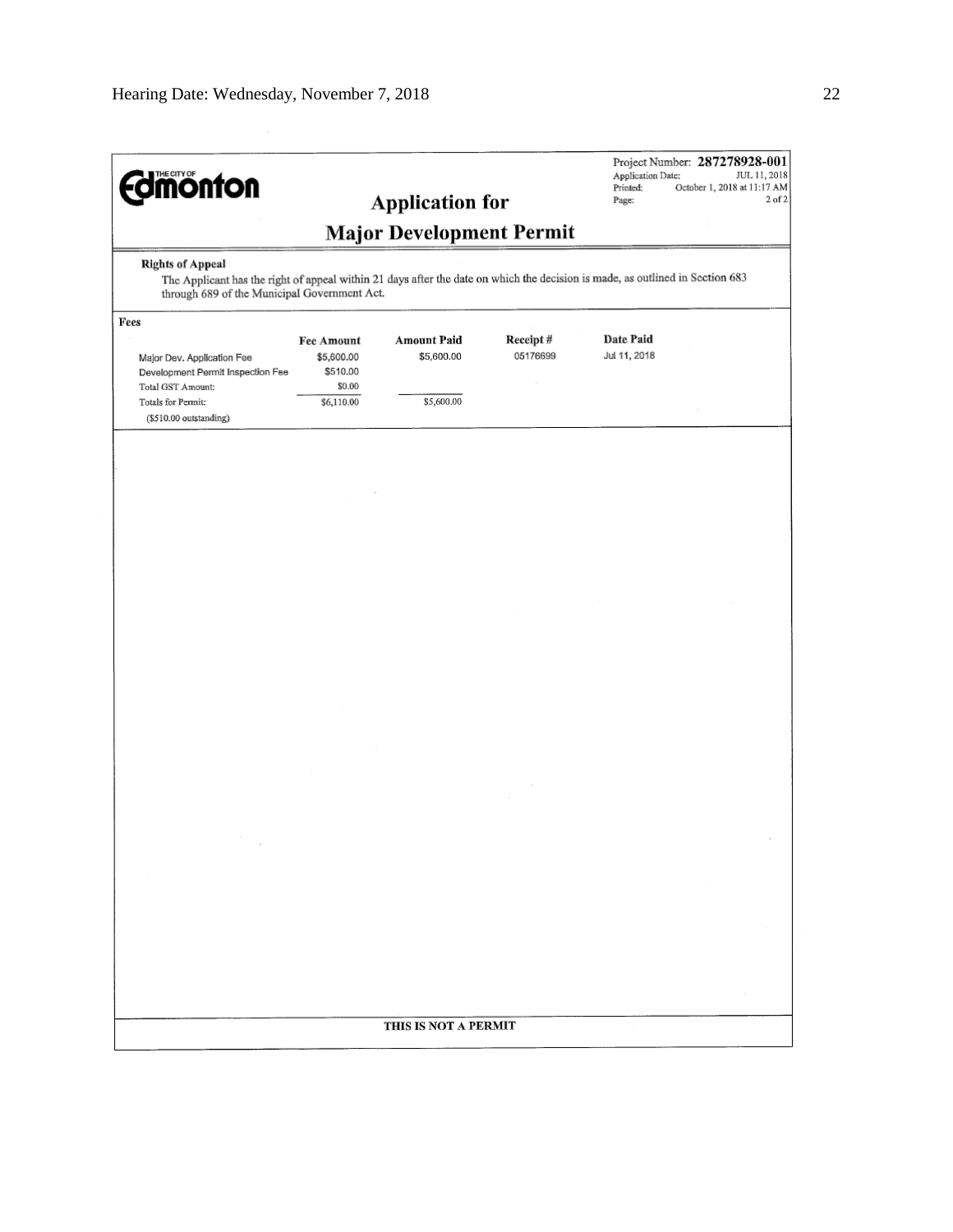**THE CITY OF Edmonton**

Project Number: **287278928-001**
Application Date: JUL 11, 2018
Printed: October 1, 2018 at 11:17 AM
Page: 2 of 2

# Application for Major Development Permit

**Rights of Appeal**

The Applicant has the right of appeal within 21 days after the date on which the decision is made, as outlined in Section 683 through 689 of the Municipal Government Act.

**Fees**

| | Fee Amount | Amount Paid | Receipt # | Date Paid |
|---|---|---|---|---|
| Major Dev. Application Fee | $5,600.00 | $5,600.00 | 05176699 | Jul 11, 2018 |
| Development Permit Inspection Fee | $510.00 | | | |
| Total GST Amount: | $0.00 | | | |
| Totals for Permit: | $6,110.00 | $5,600.00 | | |
| ($510.00 outstanding) | | | | |

**THIS IS NOT A PERMIT**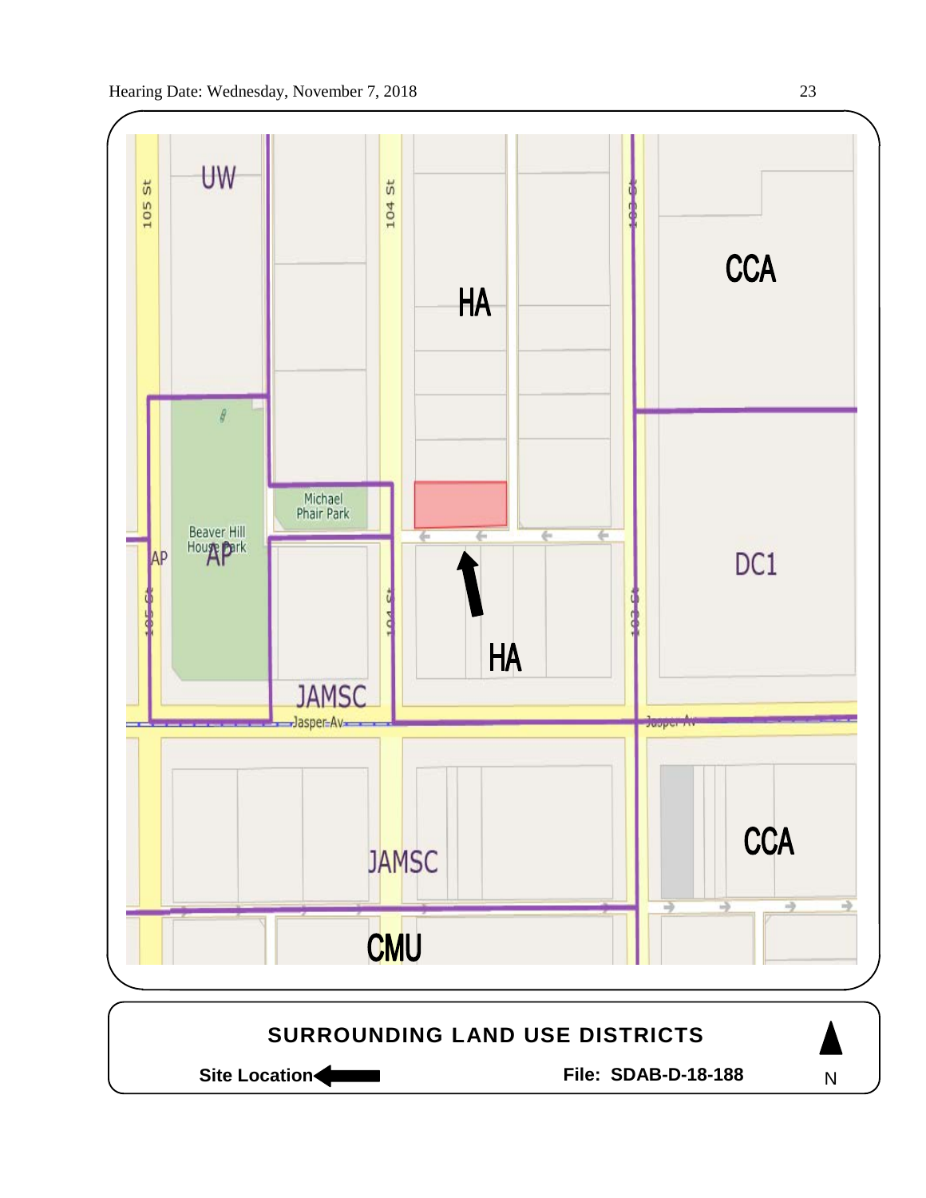UW

105 St

104 St

103 St

HA

CCA

Beaver Hill House Park

AP

AP

Michael Phair Park

DC1

JAMSC

Jasper Av

HA

JAMSC

CCA

CMU

**SURROUNDING LAND USE DISTRICTS**

**Site Location**

**File: SDAB-D-18-188**

N